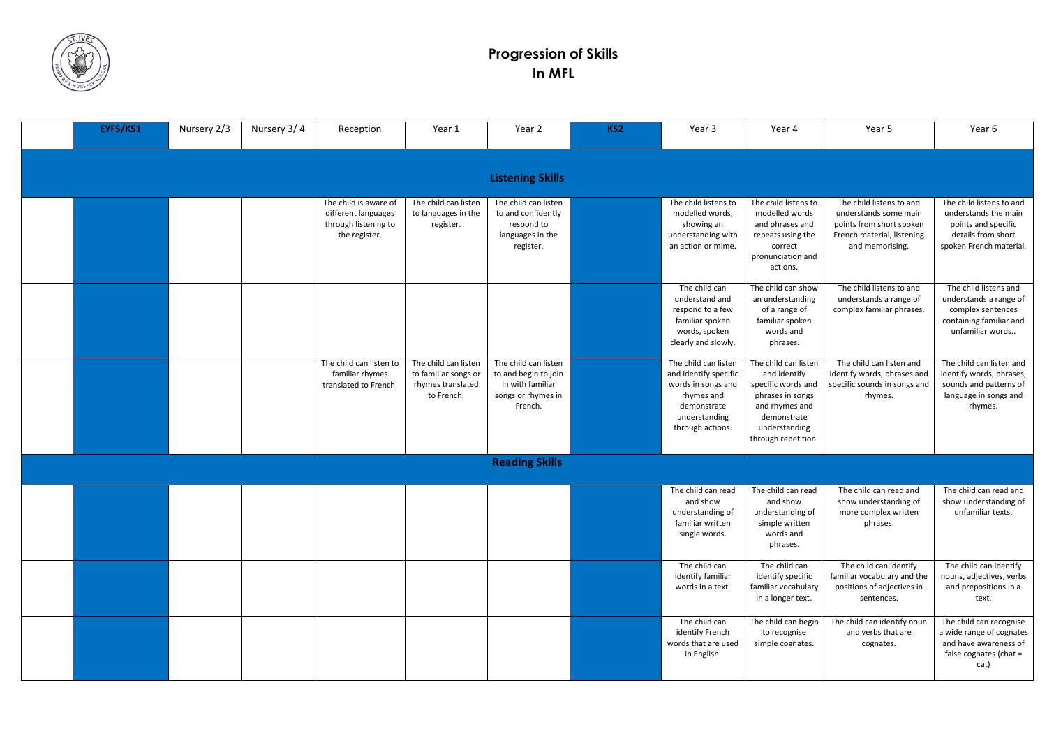# Progression of Skills
# In MFL

| | EYFS/KS1 | Nursery 2/3 | Nursery 3/ 4 | Reception | Year 1 | Year 2 | KS2 | Year 3 | Year 4 | Year 5 | Year 6 |
|---|---|---|---|---|---|---|---|---|---|---|---|
| **Listening Skills** | | | | | | | | | | | |
| | | | | The child is aware of different languages through listening to the register. | The child can listen to languages in the register. | The child can listen to and confidently respond to languages in the register. | | The child listens to modelled words, showing an understanding with an action or mime. | The child listens to modelled words and phrases and repeats using the correct pronunciation and actions. | The child listens to and understands some main points from short spoken French material, listening and memorising. | The child listens to and understands the main points and specific details from short spoken French material. |
| | | | | | | | | The child can understand and respond to a few familiar spoken words, spoken clearly and slowly. | The child can show an understanding of a range of familiar spoken words and phrases. | The child listens to and understands a range of complex familiar phrases. | The child listens and understands a range of complex sentences containing familiar and unfamiliar words.. |
| | | | | The child can listen to familiar rhymes translated to French. | The child can listen to familiar songs or rhymes translated to French. | The child can listen to and begin to join in with familiar songs or rhymes in French. | | The child can listen and identify specific words in songs and rhymes and demonstrate understanding through actions. | The child can listen and identify specific words and phrases in songs and rhymes and demonstrate understanding through repetition. | The child can listen and identify words, phrases and specific sounds in songs and rhymes. | The child can listen and identify words, phrases, sounds and patterns of language in songs and rhymes. |
| **Reading Skills** | | | | | | | | | | | |
| | | | | | | | | The child can read and show understanding of familiar written single words. | The child can read and show understanding of simple written words and phrases. | The child can read and show understanding of more complex written phrases. | The child can read and show understanding of unfamiliar texts. |
| | | | | | | | | The child can identify familiar words in a text. | The child can identify specific familiar vocabulary in a longer text. | The child can identify familiar vocabulary and the positions of adjectives in sentences. | The child can identify nouns, adjectives, verbs and prepositions in a text. |
| | | | | | | | | The child can identify French words that are used in English. | The child can begin to recognise simple cognates. | The child can identify noun and verbs that are cognates. | The child can recognise a wide range of cognates and have awareness of false cognates (chat = cat) |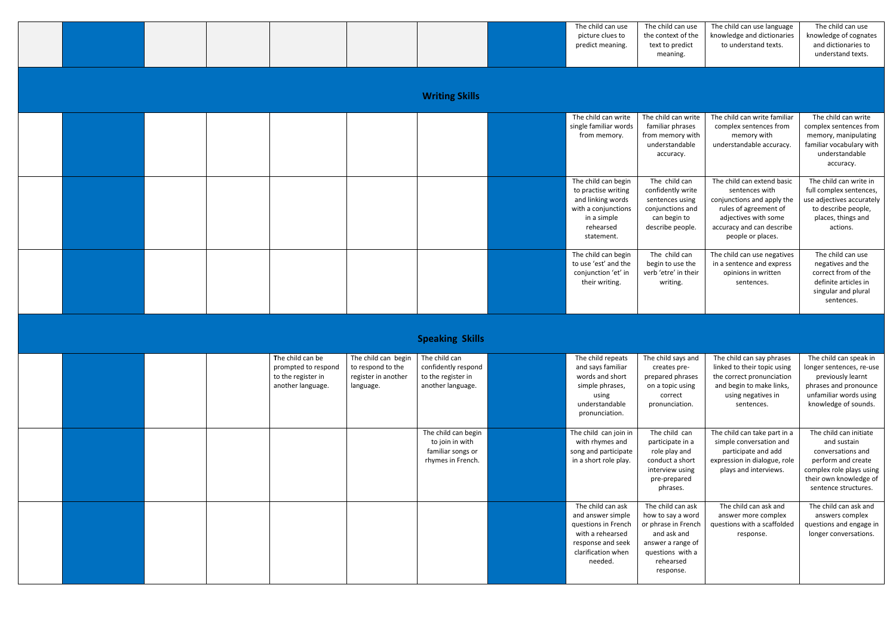| | | | | | | | | | | | |
|---|---|---|---|---|---|---|---|---|---|---|---|
| | | | | | | | | The child can use picture clues to predict meaning. | The child can use the context of the text to predict meaning. | The child can use language knowledge and dictionaries to understand texts. | The child can use knowledge of cognates and dictionaries to understand texts. |
| **Writing Skills** | | | | | | | | | | | |
| | | | | | | | | The child can write single familiar words from memory. | The child can write familiar phrases from memory with understandable accuracy. | The child can write familiar complex sentences from memory with understandable accuracy. | The child can write complex sentences from memory, manipulating familiar vocabulary with understandable accuracy. |
| | | | | | | | | The child can begin to practise writing and linking words with a conjunctions in a simple rehearsed statement. | The child can confidently write sentences using conjunctions and can begin to describe people. | The child can extend basic sentences with conjunctions and apply the rules of agreement of adjectives with some accuracy and can describe people or places. | The child can write in full complex sentences, use adjectives accurately to describe people, places, things and actions. |
| | | | | | | | | The child can begin to use 'est' and the conjunction 'et' in their writing. | The child can begin to use the verb 'etre' in their writing. | The child can use negatives in a sentence and express opinions in written sentences. | The child can use negatives and the correct from of the definite articles in singular and plural sentences. |
| **Speaking Skills** | | | | | | | | | | | |
| | | | | The child can be prompted to respond to the register in another language. | The child can begin to respond to the register in another language. | The child can confidently respond to the register in another language. | | The child repeats and says familiar words and short simple phrases, using understandable pronunciation. | The child says and creates pre-prepared phrases on a topic using correct pronunciation. | The child can say phrases linked to their topic using the correct pronunciation and begin to make links, using negatives in sentences. | The child can speak in longer sentences, re-use previously learnt phrases and pronounce unfamiliar words using knowledge of sounds. |
| | | | | | | The child can begin to join in with familiar songs or rhymes in French. | | The child can join in with rhymes and song and participate in a short role play. | The child can participate in a role play and conduct a short interview using pre-prepared phrases. | The child can take part in a simple conversation and participate and add expression in dialogue, role plays and interviews. | The child can initiate and sustain conversations and perform and create complex role plays using their own knowledge of sentence structures. |
| | | | | | | | | The child can ask and answer simple questions in French with a rehearsed response and seek clarification when needed. | The child can ask how to say a word or phrase in French and ask and answer a range of questions with a rehearsed response. | The child can ask and answer more complex questions with a scaffolded response. | The child can ask and answers complex questions and engage in longer conversations. |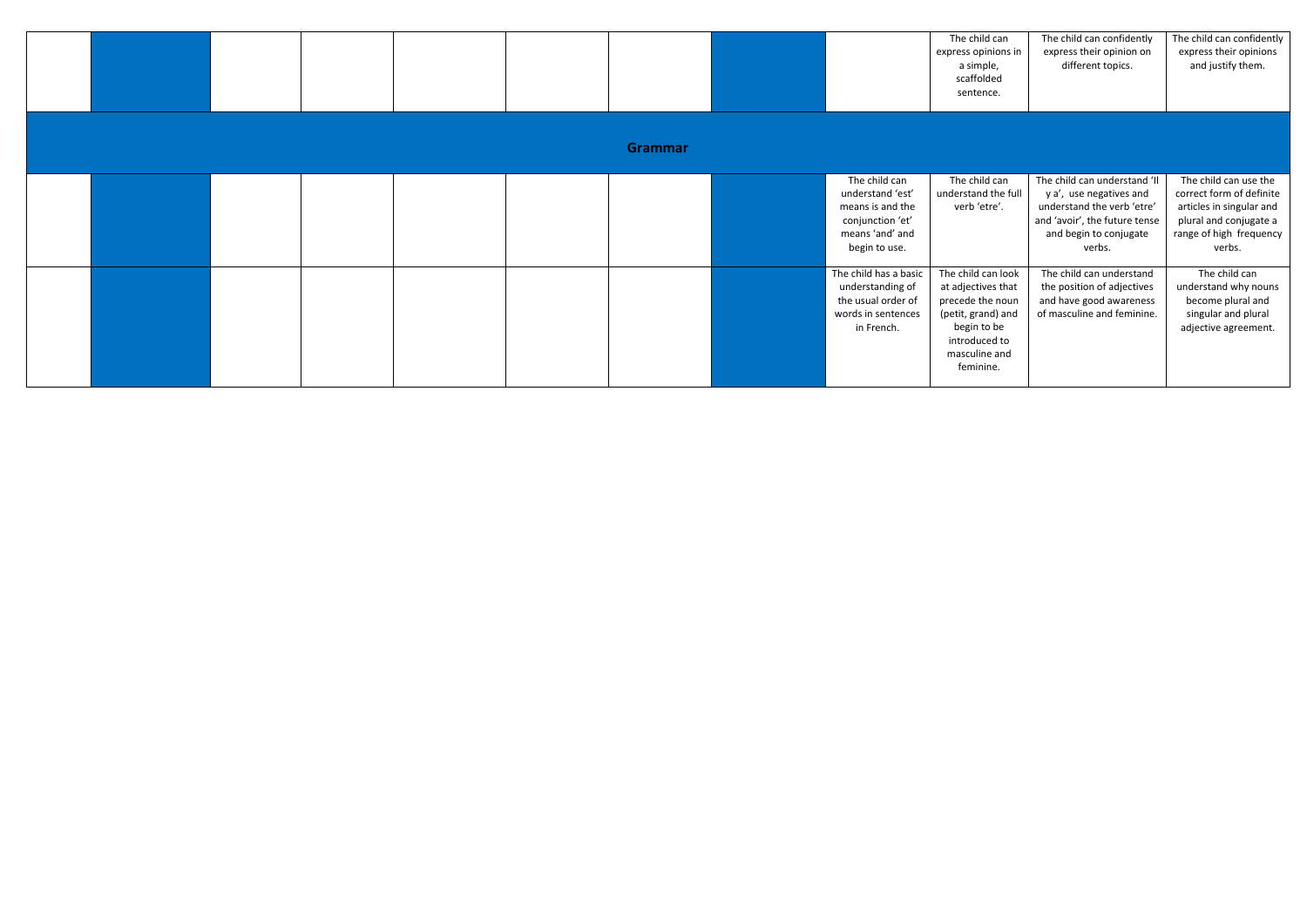| | | | | | | | | | | | |
|---|---|---|---|---|---|---|---|---|---|---|---|
| | | | | | | | | | The child can express opinions in a simple, scaffolded sentence. | The child can confidently express their opinion on different topics. | The child can confidently express their opinions and justify them. |
| **Grammar** | | | | | | | | | | | |
| | | | | | | | | The child can understand 'est' means is and the conjunction 'et' means 'and' and begin to use. | The child can understand the full verb 'etre'. | The child can understand 'Il y a', use negatives and understand the verb 'etre' and 'avoir', the future tense and begin to conjugate verbs. | The child can use the correct form of definite articles in singular and plural and conjugate a range of high frequency verbs. |
| | | | | | | | | The child has a basic understanding of the usual order of words in sentences in French. | The child can look at adjectives that precede the noun (petit, grand) and begin to be introduced to masculine and feminine. | The child can understand the position of adjectives and have good awareness of masculine and feminine. | The child can understand why nouns become plural and singular and plural adjective agreement. |